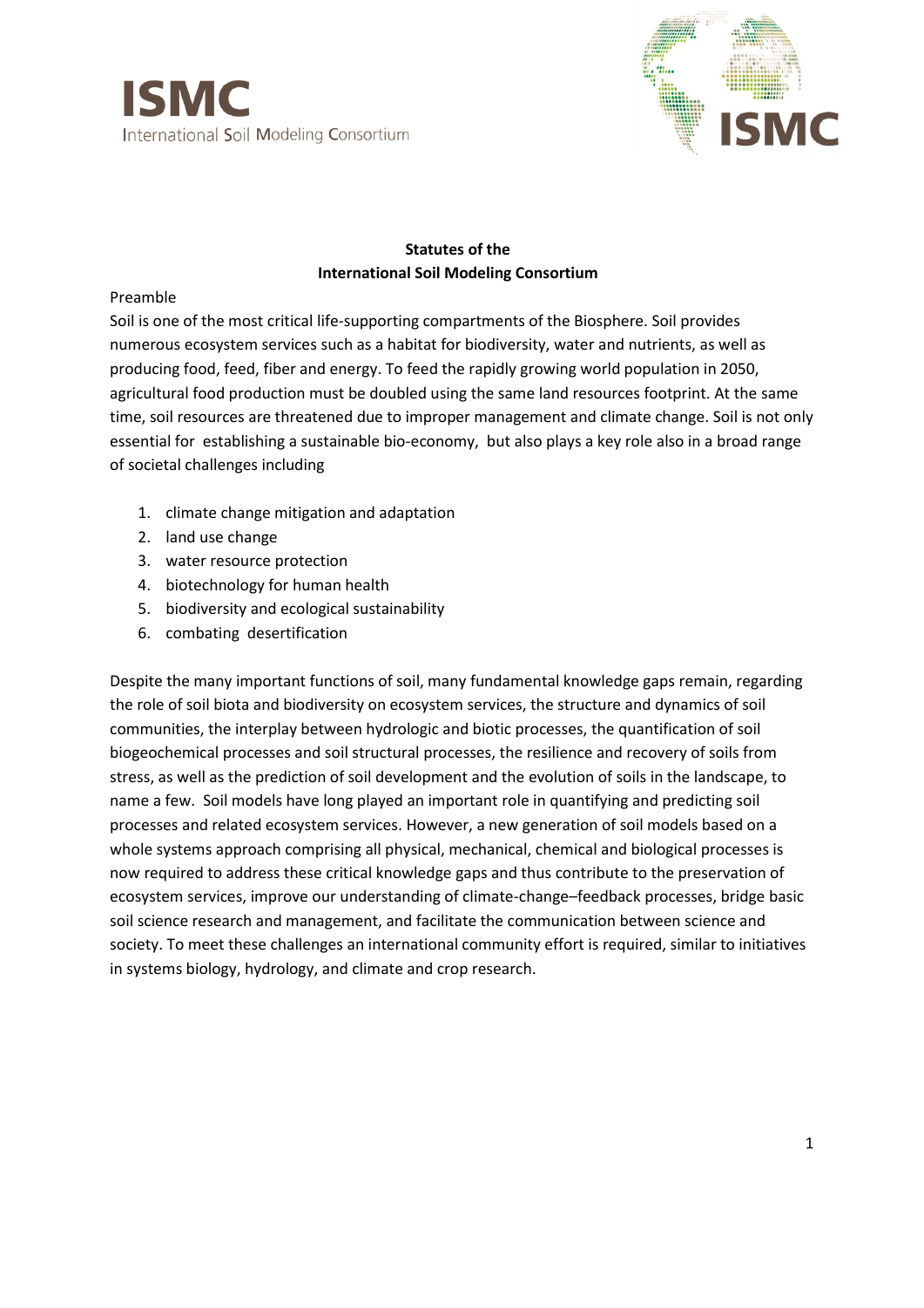**Statutes of the International Soil Modeling Consortium**

Preamble

Soil is one of the most critical life-supporting compartments of the Biosphere. Soil provides numerous ecosystem services such as a habitat for biodiversity, water and nutrients, as well as producing food, feed, fiber and energy. To feed the rapidly growing world population in 2050, agricultural food production must be doubled using the same land resources footprint. At the same time, soil resources are threatened due to improper management and climate change. Soil is not only essential for establishing a sustainable bio-economy, but also plays a key role also in a broad range of societal challenges including

1. climate change mitigation and adaptation
2. land use change
3. water resource protection
4. biotechnology for human health
5. biodiversity and ecological sustainability
6. combating desertification

Despite the many important functions of soil, many fundamental knowledge gaps remain, regarding the role of soil biota and biodiversity on ecosystem services, the structure and dynamics of soil communities, the interplay between hydrologic and biotic processes, the quantification of soil biogeochemical processes and soil structural processes, the resilience and recovery of soils from stress, as well as the prediction of soil development and the evolution of soils in the landscape, to name a few. Soil models have long played an important role in quantifying and predicting soil processes and related ecosystem services. However, a new generation of soil models based on a whole systems approach comprising all physical, mechanical, chemical and biological processes is now required to address these critical knowledge gaps and thus contribute to the preservation of ecosystem services, improve our understanding of climate-change–feedback processes, bridge basic soil science research and management, and facilitate the communication between science and society. To meet these challenges an international community effort is required, similar to initiatives in systems biology, hydrology, and climate and crop research.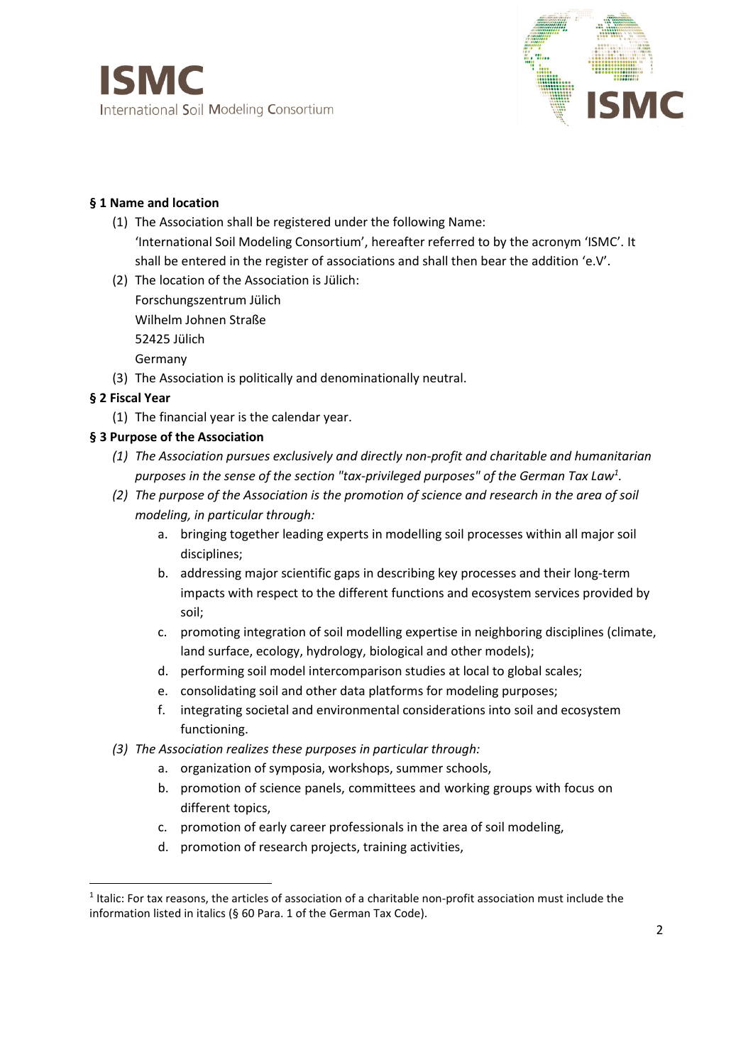## § 1 Name and location

(1) The Association shall be registered under the following Name: 'International Soil Modeling Consortium', hereafter referred to by the acronym 'ISMC'. It shall be entered in the register of associations and shall then bear the addition 'e.V'.

(2) The location of the Association is Jülich:
Forschungszentrum Jülich
Wilhelm Johnen Straße
52425 Jülich
Germany

(3) The Association is politically and denominationally neutral.

## § 2 Fiscal Year

(1) The financial year is the calendar year.

## § 3 Purpose of the Association

*(1) The Association pursues exclusively and directly non-profit and charitable and humanitarian purposes in the sense of the section "tax-privileged purposes" of the German Tax Law[1].*

*(2) The purpose of the Association is the promotion of science and research in the area of soil modeling, in particular through:*

a. bringing together leading experts in modelling soil processes within all major soil disciplines;
b. addressing major scientific gaps in describing key processes and their long-term impacts with respect to the different functions and ecosystem services provided by soil;
c. promoting integration of soil modelling expertise in neighboring disciplines (climate, land surface, ecology, hydrology, biological and other models);
d. performing soil model intercomparison studies at local to global scales;
e. consolidating soil and other data platforms for modeling purposes;
f. integrating societal and environmental considerations into soil and ecosystem functioning.

*(3) The Association realizes these purposes in particular through:*

a. organization of symposia, workshops, summer schools,
b. promotion of science panels, committees and working groups with focus on different topics,
c. promotion of early career professionals in the area of soil modeling,
d. promotion of research projects, training activities,

[1] Italic: For tax reasons, the articles of association of a charitable non-profit association must include the information listed in italics (§ 60 Para. 1 of the German Tax Code).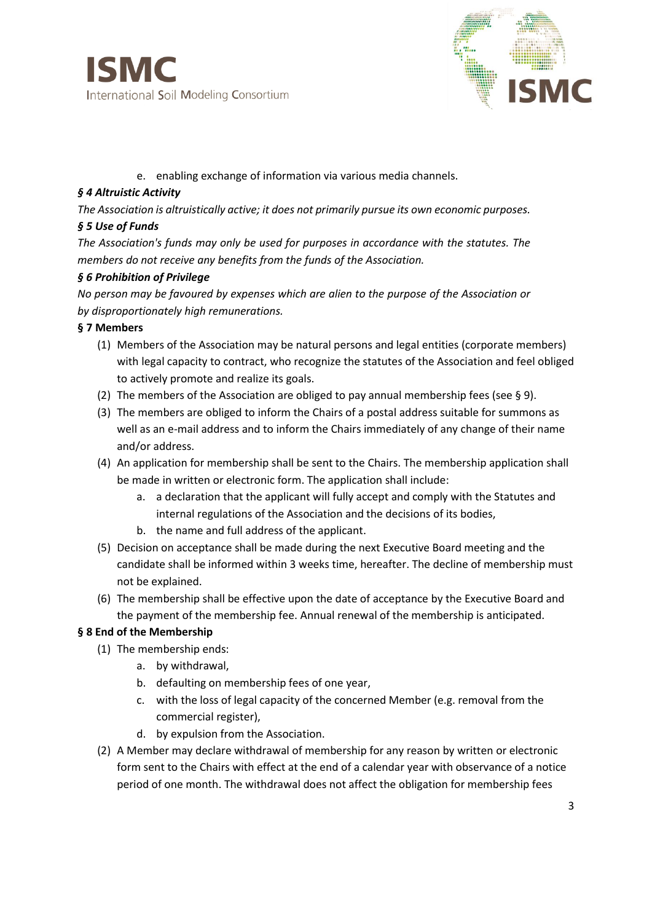e. enabling exchange of information via various media channels.

### *§ 4 Altruistic Activity*

*The Association is altruistically active; it does not primarily pursue its own economic purposes.*

### *§ 5 Use of Funds*

*The Association's funds may only be used for purposes in accordance with the statutes. The members do not receive any benefits from the funds of the Association.*

### *§ 6 Prohibition of Privilege*

*No person may be favoured by expenses which are alien to the purpose of the Association or by disproportionately high remunerations.*

### § 7 Members

(1) Members of the Association may be natural persons and legal entities (corporate members) with legal capacity to contract, who recognize the statutes of the Association and feel obliged to actively promote and realize its goals.

(2) The members of the Association are obliged to pay annual membership fees (see § 9).

(3) The members are obliged to inform the Chairs of a postal address suitable for summons as well as an e-mail address and to inform the Chairs immediately of any change of their name and/or address.

(4) An application for membership shall be sent to the Chairs. The membership application shall be made in written or electronic form. The application shall include:

   a. a declaration that the applicant will fully accept and comply with the Statutes and internal regulations of the Association and the decisions of its bodies,
   b. the name and full address of the applicant.

(5) Decision on acceptance shall be made during the next Executive Board meeting and the candidate shall be informed within 3 weeks time, hereafter. The decline of membership must not be explained.

(6) The membership shall be effective upon the date of acceptance by the Executive Board and the payment of the membership fee. Annual renewal of the membership is anticipated.

### § 8 End of the Membership

(1) The membership ends:

   a. by withdrawal,
   b. defaulting on membership fees of one year,
   c. with the loss of legal capacity of the concerned Member (e.g. removal from the commercial register),
   d. by expulsion from the Association.

(2) A Member may declare withdrawal of membership for any reason by written or electronic form sent to the Chairs with effect at the end of a calendar year with observance of a notice period of one month. The withdrawal does not affect the obligation for membership fees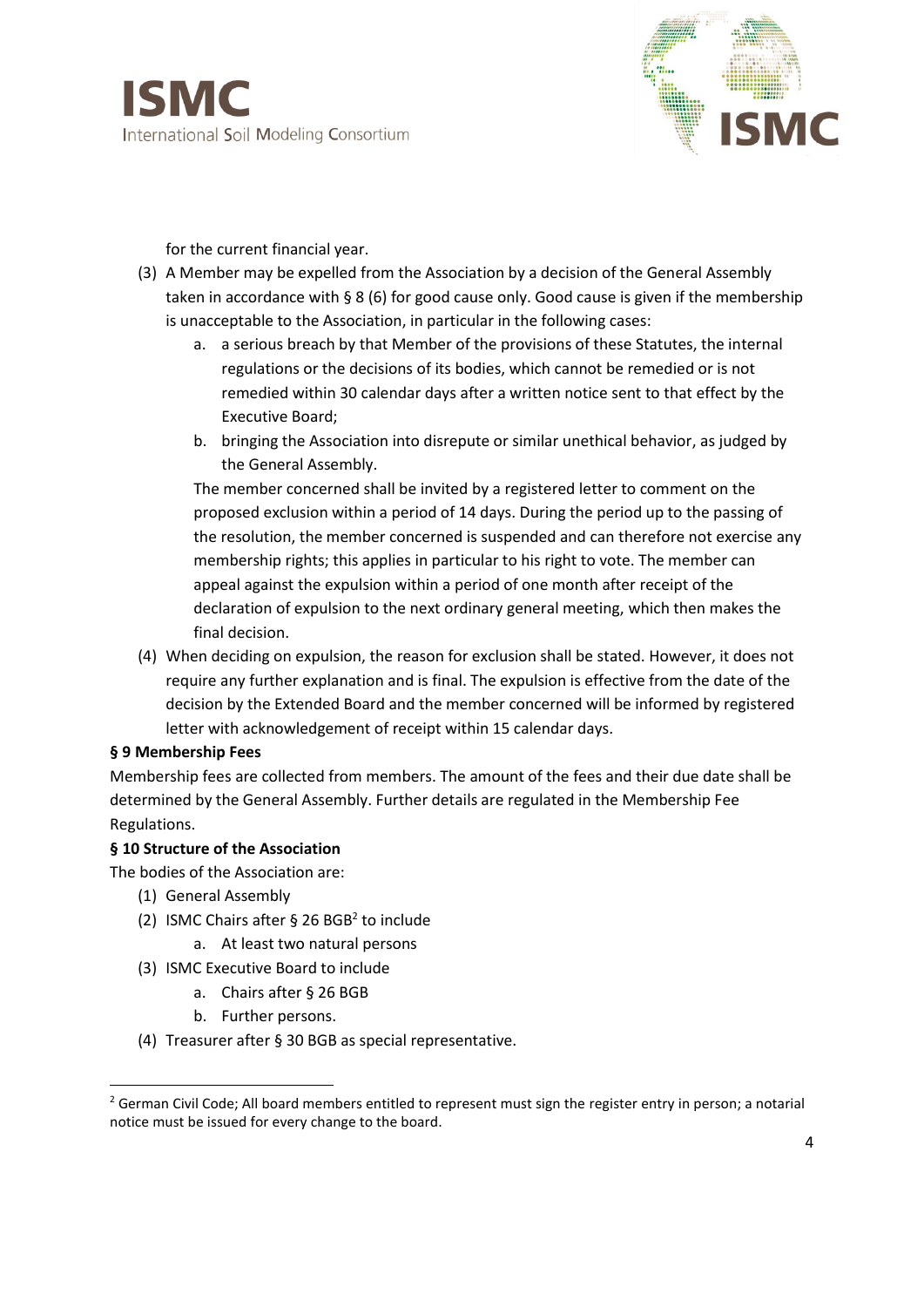for the current financial year.

(3) A Member may be expelled from the Association by a decision of the General Assembly taken in accordance with § 8 (6) for good cause only. Good cause is given if the membership is unacceptable to the Association, in particular in the following cases:

   a. a serious breach by that Member of the provisions of these Statutes, the internal regulations or the decisions of its bodies, which cannot be remedied or is not remedied within 30 calendar days after a written notice sent to that effect by the Executive Board;

   b. bringing the Association into disrepute or similar unethical behavior, as judged by the General Assembly.

   The member concerned shall be invited by a registered letter to comment on the proposed exclusion within a period of 14 days. During the period up to the passing of the resolution, the member concerned is suspended and can therefore not exercise any membership rights; this applies in particular to his right to vote. The member can appeal against the expulsion within a period of one month after receipt of the declaration of expulsion to the next ordinary general meeting, which then makes the final decision.

(4) When deciding on expulsion, the reason for exclusion shall be stated. However, it does not require any further explanation and is final. The expulsion is effective from the date of the decision by the Extended Board and the member concerned will be informed by registered letter with acknowledgement of receipt within 15 calendar days.

**§ 9 Membership Fees**

Membership fees are collected from members. The amount of the fees and their due date shall be determined by the General Assembly. Further details are regulated in the Membership Fee Regulations.

**§ 10 Structure of the Association**

The bodies of the Association are:

(1) General Assembly

(2) ISMC Chairs after § 26 BGB[2] to include

   a. At least two natural persons

(3) ISMC Executive Board to include

   a. Chairs after § 26 BGB

   b. Further persons.

(4) Treasurer after § 30 BGB as special representative.

---

[2] German Civil Code; All board members entitled to represent must sign the register entry in person; a notarial notice must be issued for every change to the board.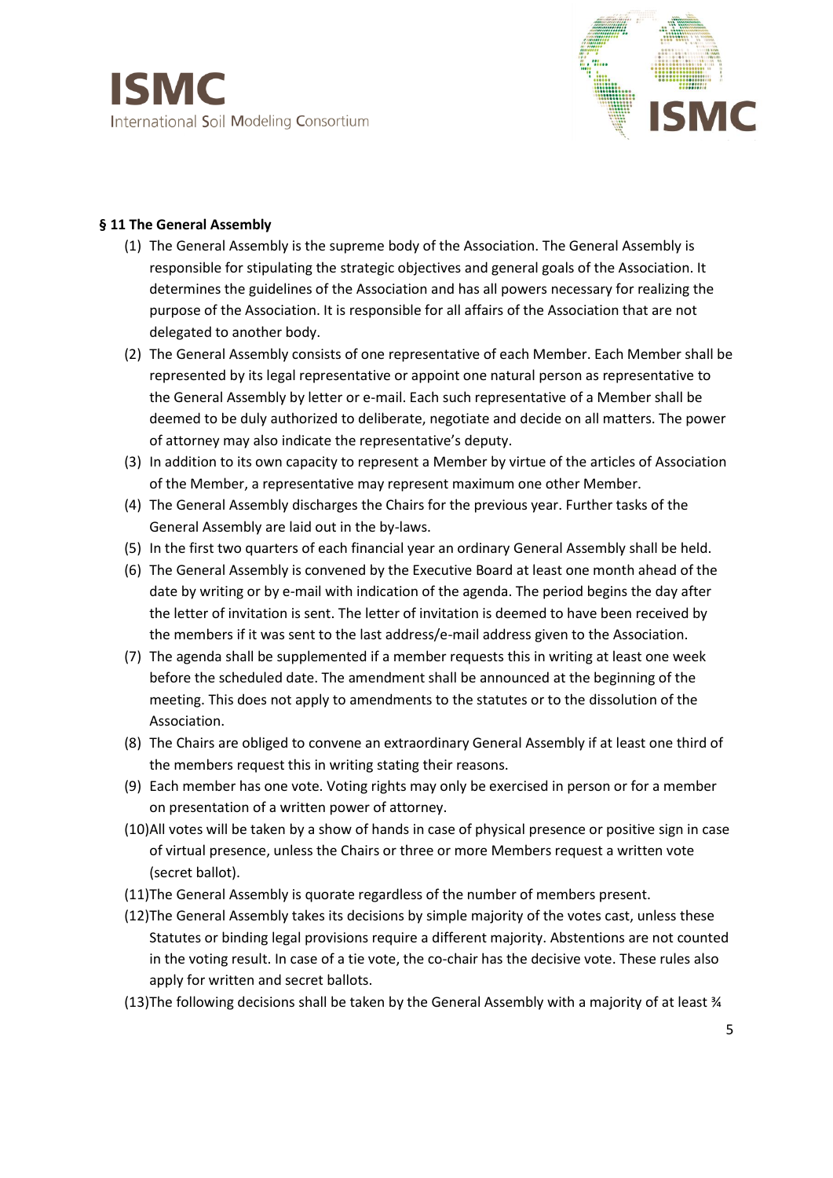**§ 11 The General Assembly**

1. The General Assembly is the supreme body of the Association. The General Assembly is responsible for stipulating the strategic objectives and general goals of the Association. It determines the guidelines of the Association and has all powers necessary for realizing the purpose of the Association. It is responsible for all affairs of the Association that are not delegated to another body.
2. The General Assembly consists of one representative of each Member. Each Member shall be represented by its legal representative or appoint one natural person as representative to the General Assembly by letter or e-mail. Each such representative of a Member shall be deemed to be duly authorized to deliberate, negotiate and decide on all matters. The power of attorney may also indicate the representative's deputy.
3. In addition to its own capacity to represent a Member by virtue of the articles of Association of the Member, a representative may represent maximum one other Member.
4. The General Assembly discharges the Chairs for the previous year. Further tasks of the General Assembly are laid out in the by-laws.
5. In the first two quarters of each financial year an ordinary General Assembly shall be held.
6. The General Assembly is convened by the Executive Board at least one month ahead of the date by writing or by e-mail with indication of the agenda. The period begins the day after the letter of invitation is sent. The letter of invitation is deemed to have been received by the members if it was sent to the last address/e-mail address given to the Association.
7. The agenda shall be supplemented if a member requests this in writing at least one week before the scheduled date. The amendment shall be announced at the beginning of the meeting. This does not apply to amendments to the statutes or to the dissolution of the Association.
8. The Chairs are obliged to convene an extraordinary General Assembly if at least one third of the members request this in writing stating their reasons.
9. Each member has one vote. Voting rights may only be exercised in person or for a member on presentation of a written power of attorney.
10. All votes will be taken by a show of hands in case of physical presence or positive sign in case of virtual presence, unless the Chairs or three or more Members request a written vote (secret ballot).
11. The General Assembly is quorate regardless of the number of members present.
12. The General Assembly takes its decisions by simple majority of the votes cast, unless these Statutes or binding legal provisions require a different majority. Abstentions are not counted in the voting result. In case of a tie vote, the co-chair has the decisive vote. These rules also apply for written and secret ballots.
13. The following decisions shall be taken by the General Assembly with a majority of at least ¾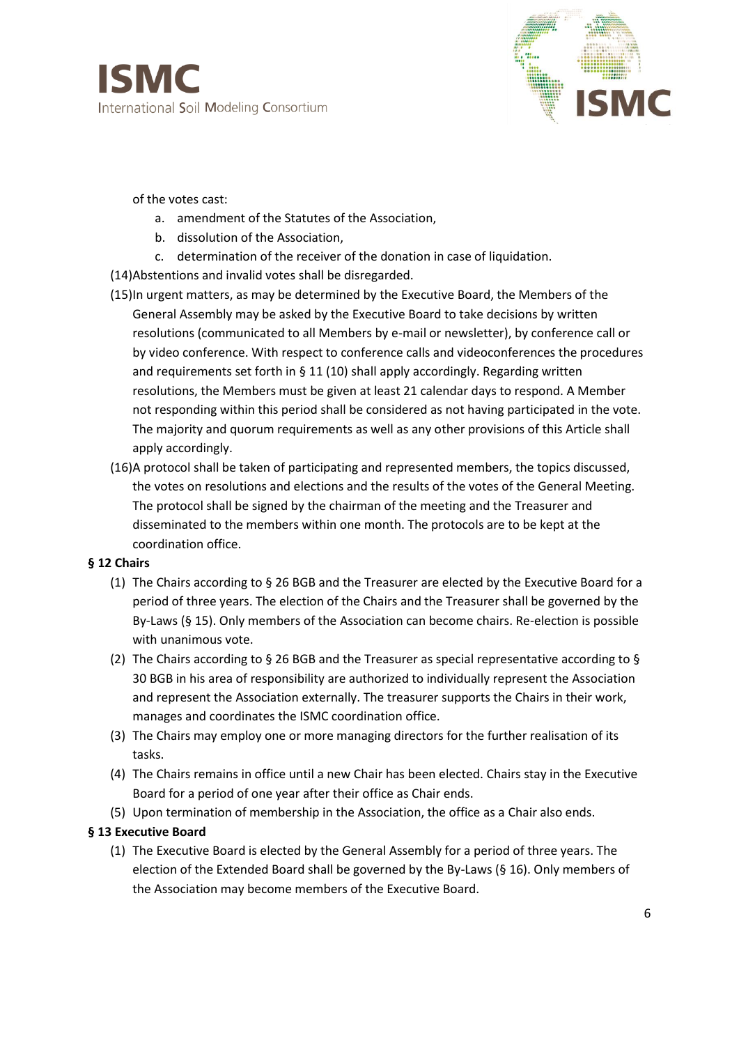of the votes cast:

a. amendment of the Statutes of the Association,
b. dissolution of the Association,
c. determination of the receiver of the donation in case of liquidation.

(14) Abstentions and invalid votes shall be disregarded.

(15) In urgent matters, as may be determined by the Executive Board, the Members of the General Assembly may be asked by the Executive Board to take decisions by written resolutions (communicated to all Members by e-mail or newsletter), by conference call or by video conference. With respect to conference calls and videoconferences the procedures and requirements set forth in § 11 (10) shall apply accordingly. Regarding written resolutions, the Members must be given at least 21 calendar days to respond. A Member not responding within this period shall be considered as not having participated in the vote. The majority and quorum requirements as well as any other provisions of this Article shall apply accordingly.

(16) A protocol shall be taken of participating and represented members, the topics discussed, the votes on resolutions and elections and the results of the votes of the General Meeting. The protocol shall be signed by the chairman of the meeting and the Treasurer and disseminated to the members within one month. The protocols are to be kept at the coordination office.

**§ 12 Chairs**

(1) The Chairs according to § 26 BGB and the Treasurer are elected by the Executive Board for a period of three years. The election of the Chairs and the Treasurer shall be governed by the By-Laws (§ 15). Only members of the Association can become chairs. Re-election is possible with unanimous vote.

(2) The Chairs according to § 26 BGB and the Treasurer as special representative according to § 30 BGB in his area of responsibility are authorized to individually represent the Association and represent the Association externally. The treasurer supports the Chairs in their work, manages and coordinates the ISMC coordination office.

(3) The Chairs may employ one or more managing directors for the further realisation of its tasks.

(4) The Chairs remains in office until a new Chair has been elected. Chairs stay in the Executive Board for a period of one year after their office as Chair ends.

(5) Upon termination of membership in the Association, the office as a Chair also ends.

**§ 13 Executive Board**

(1) The Executive Board is elected by the General Assembly for a period of three years. The election of the Extended Board shall be governed by the By-Laws (§ 16). Only members of the Association may become members of the Executive Board.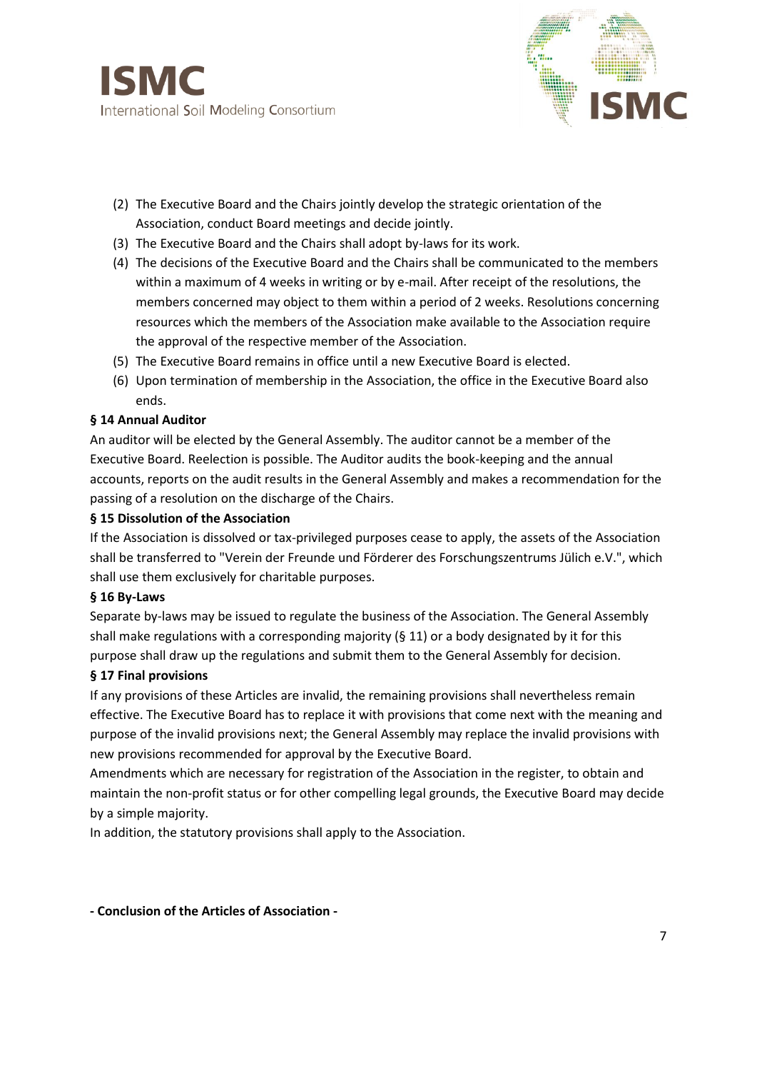(2) The Executive Board and the Chairs jointly develop the strategic orientation of the Association, conduct Board meetings and decide jointly.
(3) The Executive Board and the Chairs shall adopt by-laws for its work.
(4) The decisions of the Executive Board and the Chairs shall be communicated to the members within a maximum of 4 weeks in writing or by e-mail. After receipt of the resolutions, the members concerned may object to them within a period of 2 weeks. Resolutions concerning resources which the members of the Association make available to the Association require the approval of the respective member of the Association.
(5) The Executive Board remains in office until a new Executive Board is elected.
(6) Upon termination of membership in the Association, the office in the Executive Board also ends.

**§ 14 Annual Auditor**

An auditor will be elected by the General Assembly. The auditor cannot be a member of the Executive Board. Reelection is possible. The Auditor audits the book-keeping and the annual accounts, reports on the audit results in the General Assembly and makes a recommendation for the passing of a resolution on the discharge of the Chairs.

**§ 15 Dissolution of the Association**

If the Association is dissolved or tax-privileged purposes cease to apply, the assets of the Association shall be transferred to "Verein der Freunde und Förderer des Forschungszentrums Jülich e.V.", which shall use them exclusively for charitable purposes.

**§ 16 By-Laws**

Separate by-laws may be issued to regulate the business of the Association. The General Assembly shall make regulations with a corresponding majority (§ 11) or a body designated by it for this purpose shall draw up the regulations and submit them to the General Assembly for decision.

**§ 17 Final provisions**

If any provisions of these Articles are invalid, the remaining provisions shall nevertheless remain effective. The Executive Board has to replace it with provisions that come next with the meaning and purpose of the invalid provisions next; the General Assembly may replace the invalid provisions with new provisions recommended for approval by the Executive Board.

Amendments which are necessary for registration of the Association in the register, to obtain and maintain the non-profit status or for other compelling legal grounds, the Executive Board may decide by a simple majority.

In addition, the statutory provisions shall apply to the Association.

**- Conclusion of the Articles of Association -**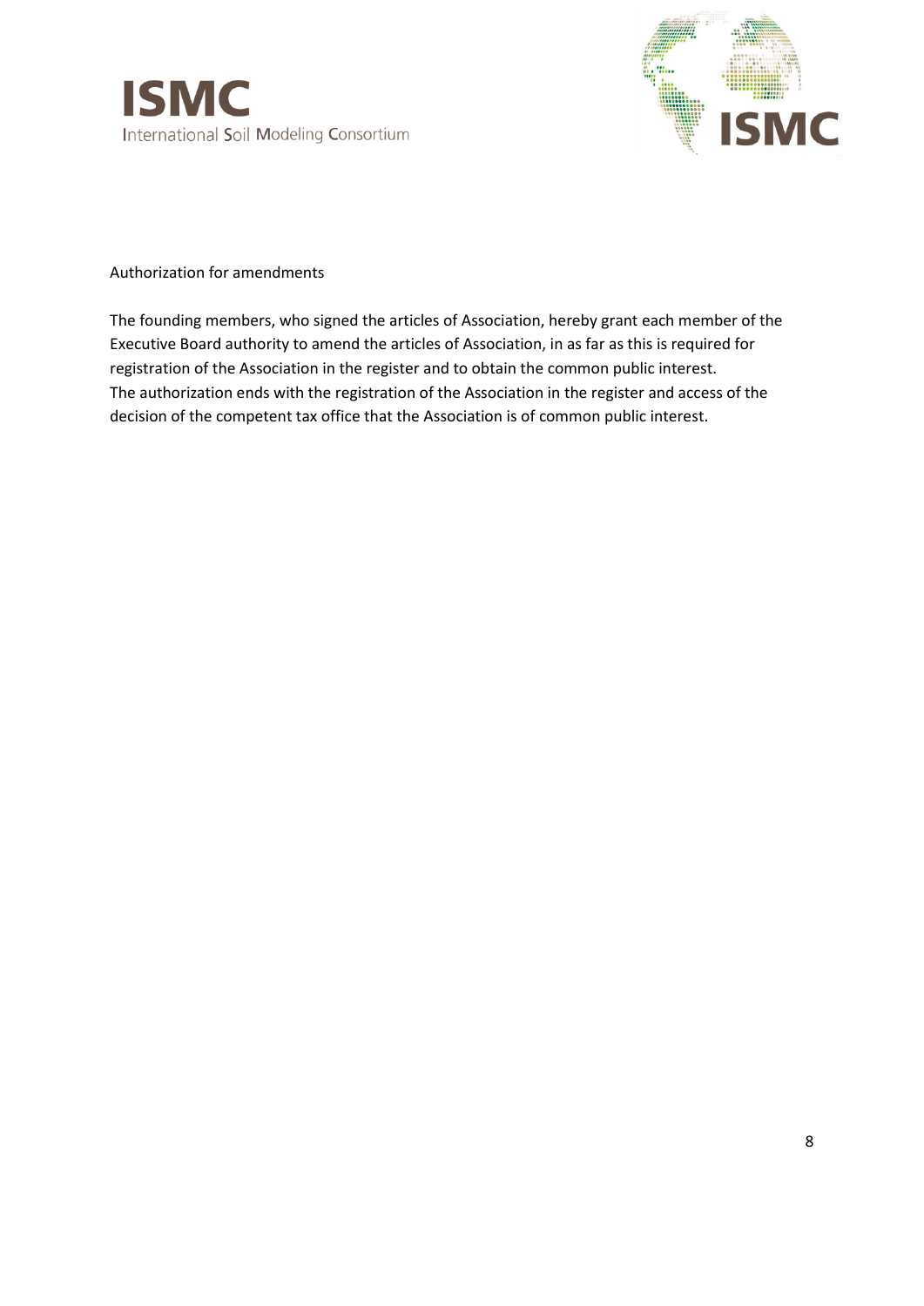Authorization for amendments

The founding members, who signed the articles of Association, hereby grant each member of the Executive Board authority to amend the articles of Association, in as far as this is required for registration of the Association in the register and to obtain the common public interest.
The authorization ends with the registration of the Association in the register and access of the decision of the competent tax office that the Association is of common public interest.